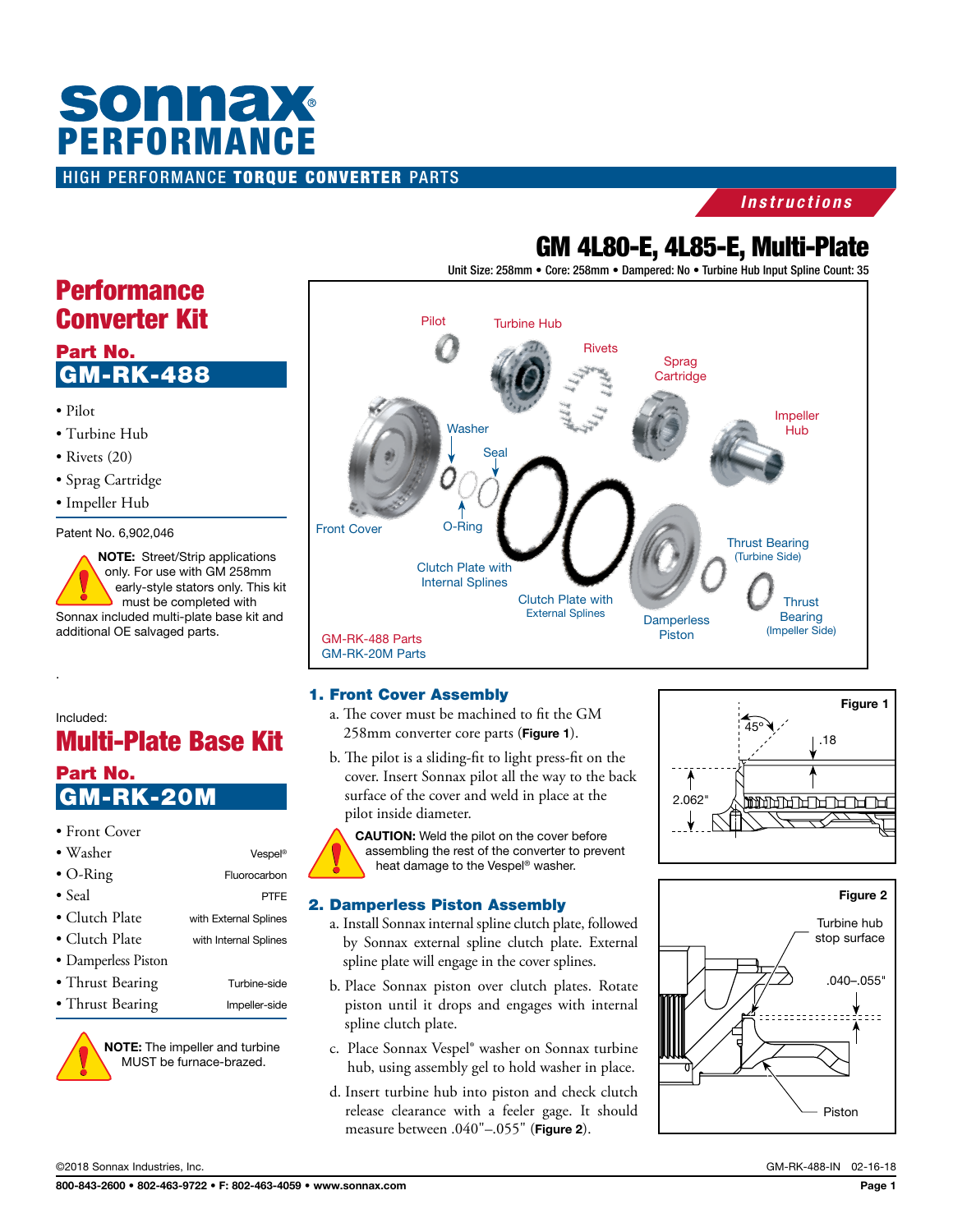# sonnax® PERFORMANCE

HIGH PERFORMANCE **TORQUE CONVERTER** PARTS

*Instructions*

## GM 4L80-E, 4L85-E, Multi-Plate

Unit Size: 258mm • Core: 258mm • Dampered: No • Turbine Hub Input Spline Count: 35

Pilot, Turbine Hub, Rivets, Sprag Cartridge, Impeller Hub, Washer, Seal, Front Cover, O-Ring, Clutch Plate with Internal Splines, Clutch Plate with External Splines, Damperless Piston, Thrust Bearing (Turbine Side), Thrust Bearing (Impeller Side)

GM-RK-488 Parts
GM-RK-20M Parts

# Performance Converter Kit

## Part No. GM-RK-488

- Pilot
- Turbine Hub
- Rivets (20)
- Sprag Cartridge
- Impeller Hub

Patent No. 6,902,046

**NOTE:** Street/Strip applications only. For use with GM 258mm early-style stators only. This kit must be completed with Sonnax included multi-plate base kit and additional OE salvaged parts.

Included:

# Multi-Plate Base Kit

## Part No. GM-RK-20M

| | |
|---|---|
| • Front Cover | |
| • Washer | Vespel® |
| • O-Ring | Fluorocarbon |
| • Seal | PTFE |
| • Clutch Plate | with External Splines |
| • Clutch Plate | with Internal Splines |
| • Damperless Piston | |
| • Thrust Bearing | Turbine-side |
| • Thrust Bearing | Impeller-side |

**NOTE:** The impeller and turbine MUST be furnace-brazed.

### 1. Front Cover Assembly

a. The cover must be machined to fit the GM 258mm converter core parts (**Figure 1**).

b. The pilot is a sliding-fit to light press-fit on the cover. Insert Sonnax pilot all the way to the back surface of the cover and weld in place at the pilot inside diameter.

**CAUTION:** Weld the pilot on the cover before assembling the rest of the converter to prevent heat damage to the Vespel® washer.

**Figure 1** — 45°, .18, 2.062"

### 2. Damperless Piston Assembly

a. Install Sonnax internal spline clutch plate, followed by Sonnax external spline clutch plate. External spline plate will engage in the cover splines.

b. Place Sonnax piston over clutch plates. Rotate piston until it drops and engages with internal spline clutch plate.

c. Place Sonnax Vespel® washer on Sonnax turbine hub, using assembly gel to hold washer in place.

d. Insert turbine hub into piston and check clutch release clearance with a feeler gage. It should measure between .040"–.055" (**Figure 2**).

**Figure 2** — Turbine hub stop surface; .040–.055"; Piston

©2018 Sonnax Industries, Inc. GM-RK-488-IN 02-16-18

800-843-2600 • 802-463-9722 • F: 802-463-4059 • www.sonnax.com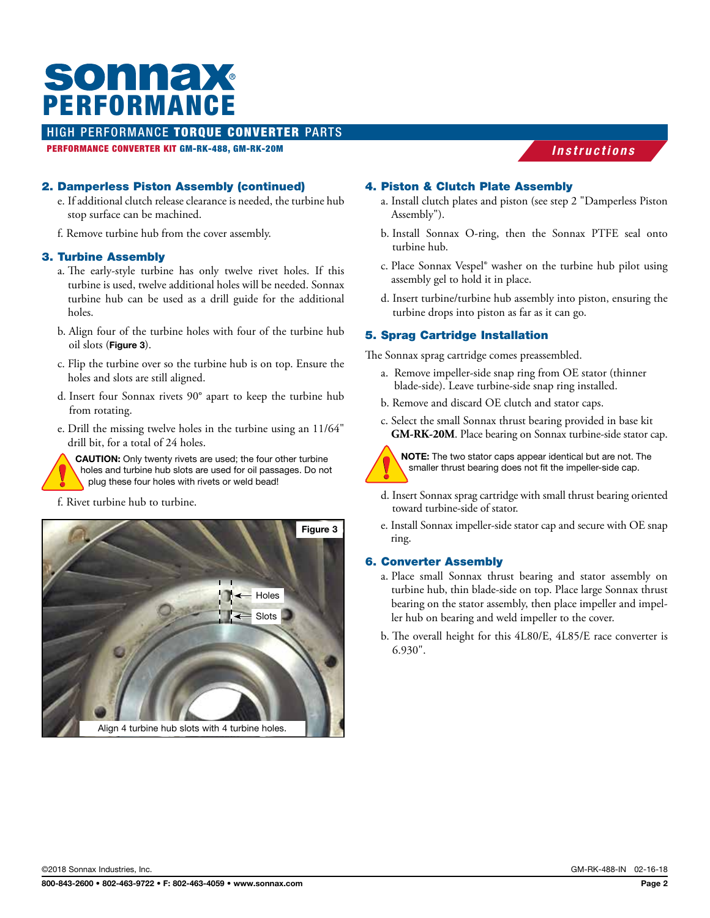## 2. Damperless Piston Assembly (continued)

e. If additional clutch release clearance is needed, the turbine hub stop surface can be machined.

f. Remove turbine hub from the cover assembly.

## 3. Turbine Assembly

a. The early-style turbine has only twelve rivet holes. If this turbine is used, twelve additional holes will be needed. Sonnax turbine hub can be used as a drill guide for the additional holes.

b. Align four of the turbine holes with four of the turbine hub oil slots (**Figure 3**).

c. Flip the turbine over so the turbine hub is on top. Ensure the holes and slots are still aligned.

d. Insert four Sonnax rivets 90° apart to keep the turbine hub from rotating.

e. Drill the missing twelve holes in the turbine using an 11/64" drill bit, for a total of 24 holes.

**CAUTION:** Only twenty rivets are used; the four other turbine holes and turbine hub slots are used for oil passages. Do not plug these four holes with rivets or weld bead!

f. Rivet turbine hub to turbine.

Figure 3

Holes

Slots

Align 4 turbine hub slots with 4 turbine holes.

## 4. Piston & Clutch Plate Assembly

a. Install clutch plates and piston (see step 2 "Damperless Piston Assembly").

b. Install Sonnax O-ring, then the Sonnax PTFE seal onto turbine hub.

c. Place Sonnax Vespel® washer on the turbine hub pilot using assembly gel to hold it in place.

d. Insert turbine/turbine hub assembly into piston, ensuring the turbine drops into piston as far as it can go.

## 5. Sprag Cartridge Installation

The Sonnax sprag cartridge comes preassembled.

a. Remove impeller-side snap ring from OE stator (thinner blade-side). Leave turbine-side snap ring installed.

b. Remove and discard OE clutch and stator caps.

c. Select the small Sonnax thrust bearing provided in base kit **GM-RK-20M**. Place bearing on Sonnax turbine-side stator cap.

**NOTE:** The two stator caps appear identical but are not. The smaller thrust bearing does not fit the impeller-side cap.

d. Insert Sonnax sprag cartridge with small thrust bearing oriented toward turbine-side of stator.

e. Install Sonnax impeller-side stator cap and secure with OE snap ring.

## 6. Converter Assembly

a. Place small Sonnax thrust bearing and stator assembly on turbine hub, thin blade-side on top. Place large Sonnax thrust bearing on the stator assembly, then place impeller and impeller hub on bearing and weld impeller to the cover.

b. The overall height for this 4L80/E, 4L85/E race converter is 6.930".